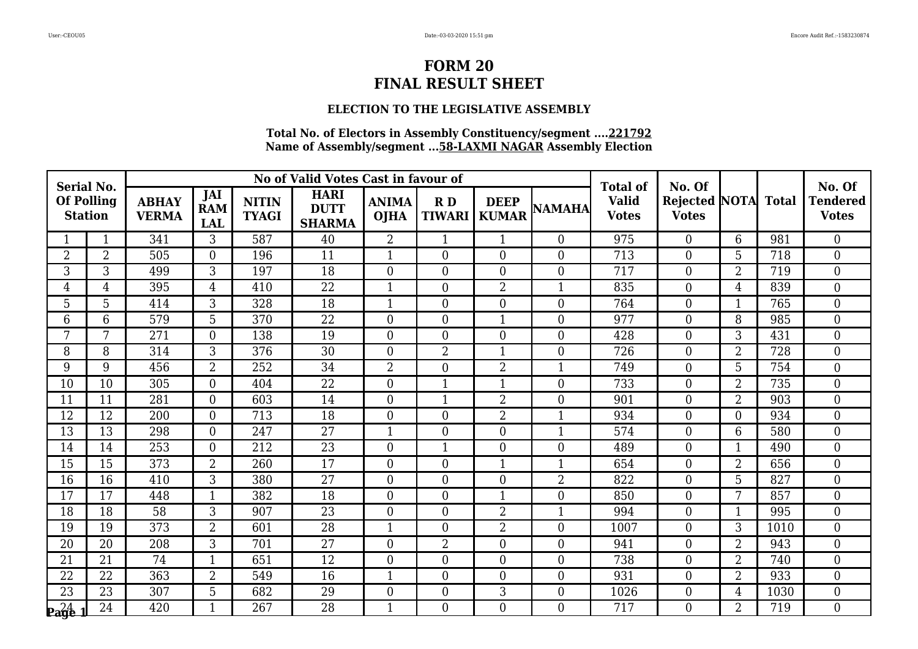# FORM 20
# FINAL RESULT SHEET

### ELECTION TO THE LEGISLATIVE ASSEMBLY

**Total No. of Electors in Assembly Constituency/segment ....221792**
**Name of Assembly/segment ...58-LAXMI NAGAR Assembly Election**

| Serial No. Of Polling Station | | No of Valid Votes Cast in favour of | | | | | | | | Total of Valid Votes | No. Of Rejected Votes | NOTA | Total | No. Of Tendered Votes |
|---|---|---|---|---|---|---|---|---|---|---|---|---|---|---|
| | | ABHAY VERMA | JAI RAM LAL | NITIN TYAGI | HARI DUTT SHARMA | ANIMA OJHA | R D TIWARI | DEEP KUMAR | NAMAHA | | | | | |
| 1 | 1 | 341 | 3 | 587 | 40 | 2 | 1 | 1 | 0 | 975 | 0 | 6 | 981 | 0 |
| 2 | 2 | 505 | 0 | 196 | 11 | 1 | 0 | 0 | 0 | 713 | 0 | 5 | 718 | 0 |
| 3 | 3 | 499 | 3 | 197 | 18 | 0 | 0 | 0 | 0 | 717 | 0 | 2 | 719 | 0 |
| 4 | 4 | 395 | 4 | 410 | 22 | 1 | 0 | 2 | 1 | 835 | 0 | 4 | 839 | 0 |
| 5 | 5 | 414 | 3 | 328 | 18 | 1 | 0 | 0 | 0 | 764 | 0 | 1 | 765 | 0 |
| 6 | 6 | 579 | 5 | 370 | 22 | 0 | 0 | 1 | 0 | 977 | 0 | 8 | 985 | 0 |
| 7 | 7 | 271 | 0 | 138 | 19 | 0 | 0 | 0 | 0 | 428 | 0 | 3 | 431 | 0 |
| 8 | 8 | 314 | 3 | 376 | 30 | 0 | 2 | 1 | 0 | 726 | 0 | 2 | 728 | 0 |
| 9 | 9 | 456 | 2 | 252 | 34 | 2 | 0 | 2 | 1 | 749 | 0 | 5 | 754 | 0 |
| 10 | 10 | 305 | 0 | 404 | 22 | 0 | 1 | 1 | 0 | 733 | 0 | 2 | 735 | 0 |
| 11 | 11 | 281 | 0 | 603 | 14 | 0 | 1 | 2 | 0 | 901 | 0 | 2 | 903 | 0 |
| 12 | 12 | 200 | 0 | 713 | 18 | 0 | 0 | 2 | 1 | 934 | 0 | 0 | 934 | 0 |
| 13 | 13 | 298 | 0 | 247 | 27 | 1 | 0 | 0 | 1 | 574 | 0 | 6 | 580 | 0 |
| 14 | 14 | 253 | 0 | 212 | 23 | 0 | 1 | 0 | 0 | 489 | 0 | 1 | 490 | 0 |
| 15 | 15 | 373 | 2 | 260 | 17 | 0 | 0 | 1 | 1 | 654 | 0 | 2 | 656 | 0 |
| 16 | 16 | 410 | 3 | 380 | 27 | 0 | 0 | 0 | 2 | 822 | 0 | 5 | 827 | 0 |
| 17 | 17 | 448 | 1 | 382 | 18 | 0 | 0 | 1 | 0 | 850 | 0 | 7 | 857 | 0 |
| 18 | 18 | 58 | 3 | 907 | 23 | 0 | 0 | 2 | 1 | 994 | 0 | 1 | 995 | 0 |
| 19 | 19 | 373 | 2 | 601 | 28 | 1 | 0 | 2 | 0 | 1007 | 0 | 3 | 1010 | 0 |
| 20 | 20 | 208 | 3 | 701 | 27 | 0 | 2 | 0 | 0 | 941 | 0 | 2 | 943 | 0 |
| 21 | 21 | 74 | 1 | 651 | 12 | 0 | 0 | 0 | 0 | 738 | 0 | 2 | 740 | 0 |
| 22 | 22 | 363 | 2 | 549 | 16 | 1 | 0 | 0 | 0 | 931 | 0 | 2 | 933 | 0 |
| 23 | 23 | 307 | 5 | 682 | 29 | 0 | 0 | 3 | 0 | 1026 | 0 | 4 | 1030 | 0 |
| 24 | 24 | 420 | 1 | 267 | 28 | 1 | 0 | 0 | 0 | 717 | 0 | 2 | 719 | 0 |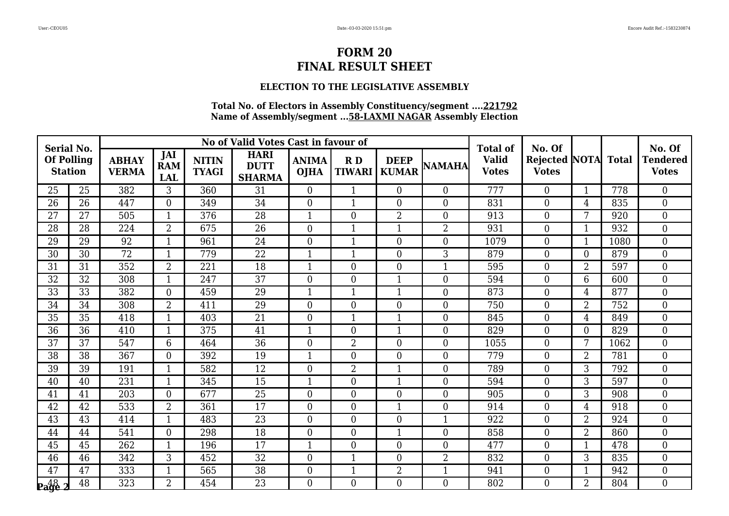# FORM 20
# FINAL RESULT SHEET

### ELECTION TO THE LEGISLATIVE ASSEMBLY

**Total No. of Electors in Assembly Constituency/segment ....221792**
**Name of Assembly/segment ...58-LAXMI NAGAR Assembly Election**

| Serial No. Of Polling Station | | No of Valid Votes Cast in favour of | | | | | | | | Total of Valid Votes | No. Of Rejected Votes | NOTA | Total | No. Of Tendered Votes |
|---|---|---|---|---|---|---|---|---|---|---|---|---|---|---|
| | | ABHAY VERMA | JAI RAM LAL | NITIN TYAGI | HARI DUTT SHARMA | ANIMA OJHA | R D TIWARI | DEEP KUMAR | NAMAHA | | | | | |
| 25 | 25 | 382 | 3 | 360 | 31 | 0 | 1 | 0 | 0 | 777 | 0 | 1 | 778 | 0 |
| 26 | 26 | 447 | 0 | 349 | 34 | 0 | 1 | 0 | 0 | 831 | 0 | 4 | 835 | 0 |
| 27 | 27 | 505 | 1 | 376 | 28 | 1 | 0 | 2 | 0 | 913 | 0 | 7 | 920 | 0 |
| 28 | 28 | 224 | 2 | 675 | 26 | 0 | 1 | 1 | 2 | 931 | 0 | 1 | 932 | 0 |
| 29 | 29 | 92 | 1 | 961 | 24 | 0 | 1 | 0 | 0 | 1079 | 0 | 1 | 1080 | 0 |
| 30 | 30 | 72 | 1 | 779 | 22 | 1 | 1 | 0 | 3 | 879 | 0 | 0 | 879 | 0 |
| 31 | 31 | 352 | 2 | 221 | 18 | 1 | 0 | 0 | 1 | 595 | 0 | 2 | 597 | 0 |
| 32 | 32 | 308 | 1 | 247 | 37 | 0 | 0 | 1 | 0 | 594 | 0 | 6 | 600 | 0 |
| 33 | 33 | 382 | 0 | 459 | 29 | 1 | 1 | 1 | 0 | 873 | 0 | 4 | 877 | 0 |
| 34 | 34 | 308 | 2 | 411 | 29 | 0 | 0 | 0 | 0 | 750 | 0 | 2 | 752 | 0 |
| 35 | 35 | 418 | 1 | 403 | 21 | 0 | 1 | 1 | 0 | 845 | 0 | 4 | 849 | 0 |
| 36 | 36 | 410 | 1 | 375 | 41 | 1 | 0 | 1 | 0 | 829 | 0 | 0 | 829 | 0 |
| 37 | 37 | 547 | 6 | 464 | 36 | 0 | 2 | 0 | 0 | 1055 | 0 | 7 | 1062 | 0 |
| 38 | 38 | 367 | 0 | 392 | 19 | 1 | 0 | 0 | 0 | 779 | 0 | 2 | 781 | 0 |
| 39 | 39 | 191 | 1 | 582 | 12 | 0 | 2 | 1 | 0 | 789 | 0 | 3 | 792 | 0 |
| 40 | 40 | 231 | 1 | 345 | 15 | 1 | 0 | 1 | 0 | 594 | 0 | 3 | 597 | 0 |
| 41 | 41 | 203 | 0 | 677 | 25 | 0 | 0 | 0 | 0 | 905 | 0 | 3 | 908 | 0 |
| 42 | 42 | 533 | 2 | 361 | 17 | 0 | 0 | 1 | 0 | 914 | 0 | 4 | 918 | 0 |
| 43 | 43 | 414 | 1 | 483 | 23 | 0 | 0 | 0 | 1 | 922 | 0 | 2 | 924 | 0 |
| 44 | 44 | 541 | 0 | 298 | 18 | 0 | 0 | 1 | 0 | 858 | 0 | 2 | 860 | 0 |
| 45 | 45 | 262 | 1 | 196 | 17 | 1 | 0 | 0 | 0 | 477 | 0 | 1 | 478 | 0 |
| 46 | 46 | 342 | 3 | 452 | 32 | 0 | 1 | 0 | 2 | 832 | 0 | 3 | 835 | 0 |
| 47 | 47 | 333 | 1 | 565 | 38 | 0 | 1 | 2 | 1 | 941 | 0 | 1 | 942 | 0 |
| 48 | 48 | 323 | 2 | 454 | 23 | 0 | 0 | 0 | 0 | 802 | 0 | 2 | 804 | 0 |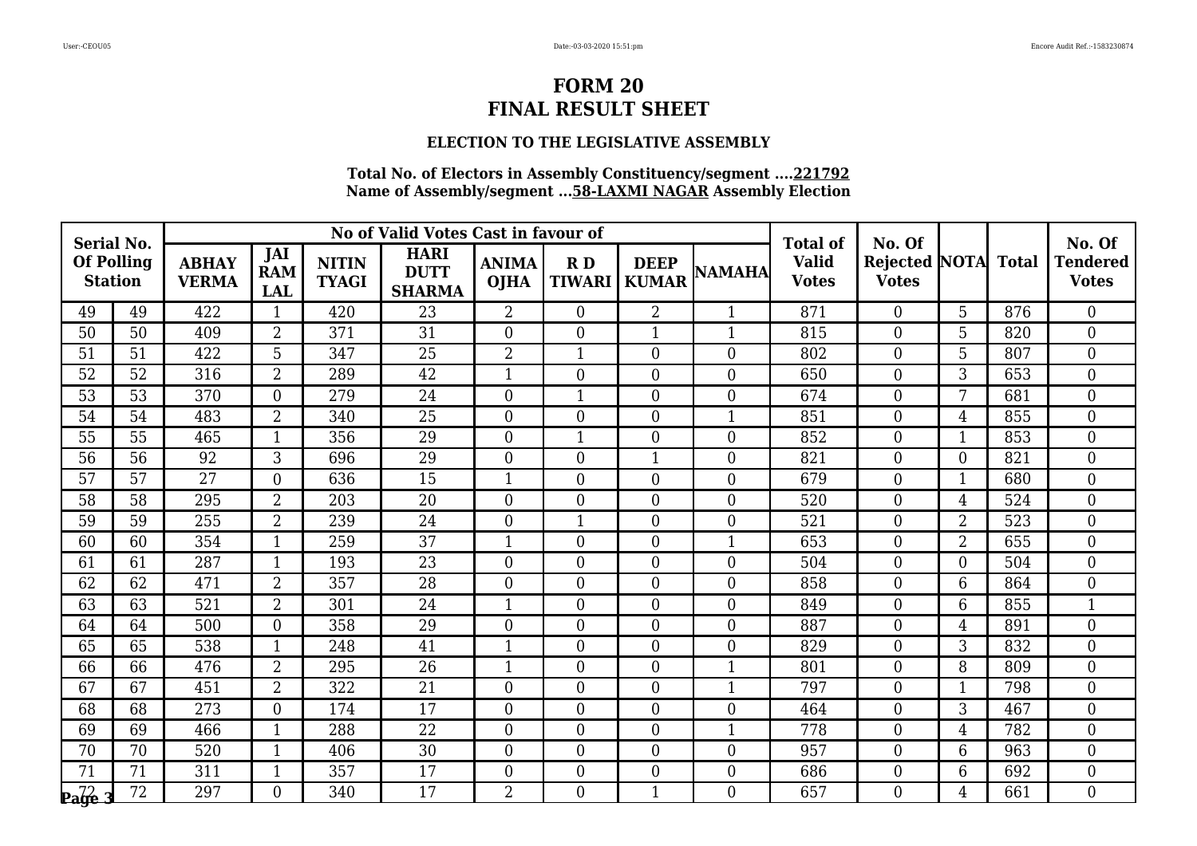# FORM 20
# FINAL RESULT SHEET

### ELECTION TO THE LEGISLATIVE ASSEMBLY

**Total No. of Electors in Assembly Constituency/segment ....221792**
**Name of Assembly/segment ...58-LAXMI NAGAR Assembly Election**

| Serial No. Of Polling Station | | No of Valid Votes Cast in favour of | | | | | | | | Total of Valid Votes | No. Of Rejected Votes | NOTA | Total | No. Of Tendered Votes |
|---|---|---|---|---|---|---|---|---|---|---|---|---|---|---|
| | | ABHAY VERMA | JAI RAM LAL | NITIN TYAGI | HARI DUTT SHARMA | ANIMA OJHA | R D TIWARI | DEEP KUMAR | NAMAHA | | | | | |
| 49 | 49 | 422 | 1 | 420 | 23 | 2 | 0 | 2 | 1 | 871 | 0 | 5 | 876 | 0 |
| 50 | 50 | 409 | 2 | 371 | 31 | 0 | 0 | 1 | 1 | 815 | 0 | 5 | 820 | 0 |
| 51 | 51 | 422 | 5 | 347 | 25 | 2 | 1 | 0 | 0 | 802 | 0 | 5 | 807 | 0 |
| 52 | 52 | 316 | 2 | 289 | 42 | 1 | 0 | 0 | 0 | 650 | 0 | 3 | 653 | 0 |
| 53 | 53 | 370 | 0 | 279 | 24 | 0 | 1 | 0 | 0 | 674 | 0 | 7 | 681 | 0 |
| 54 | 54 | 483 | 2 | 340 | 25 | 0 | 0 | 0 | 1 | 851 | 0 | 4 | 855 | 0 |
| 55 | 55 | 465 | 1 | 356 | 29 | 0 | 1 | 0 | 0 | 852 | 0 | 1 | 853 | 0 |
| 56 | 56 | 92 | 3 | 696 | 29 | 0 | 0 | 1 | 0 | 821 | 0 | 0 | 821 | 0 |
| 57 | 57 | 27 | 0 | 636 | 15 | 1 | 0 | 0 | 0 | 679 | 0 | 1 | 680 | 0 |
| 58 | 58 | 295 | 2 | 203 | 20 | 0 | 0 | 0 | 0 | 520 | 0 | 4 | 524 | 0 |
| 59 | 59 | 255 | 2 | 239 | 24 | 0 | 1 | 0 | 0 | 521 | 0 | 2 | 523 | 0 |
| 60 | 60 | 354 | 1 | 259 | 37 | 1 | 0 | 0 | 1 | 653 | 0 | 2 | 655 | 0 |
| 61 | 61 | 287 | 1 | 193 | 23 | 0 | 0 | 0 | 0 | 504 | 0 | 0 | 504 | 0 |
| 62 | 62 | 471 | 2 | 357 | 28 | 0 | 0 | 0 | 0 | 858 | 0 | 6 | 864 | 0 |
| 63 | 63 | 521 | 2 | 301 | 24 | 1 | 0 | 0 | 0 | 849 | 0 | 6 | 855 | 1 |
| 64 | 64 | 500 | 0 | 358 | 29 | 0 | 0 | 0 | 0 | 887 | 0 | 4 | 891 | 0 |
| 65 | 65 | 538 | 1 | 248 | 41 | 1 | 0 | 0 | 0 | 829 | 0 | 3 | 832 | 0 |
| 66 | 66 | 476 | 2 | 295 | 26 | 1 | 0 | 0 | 1 | 801 | 0 | 8 | 809 | 0 |
| 67 | 67 | 451 | 2 | 322 | 21 | 0 | 0 | 0 | 1 | 797 | 0 | 1 | 798 | 0 |
| 68 | 68 | 273 | 0 | 174 | 17 | 0 | 0 | 0 | 0 | 464 | 0 | 3 | 467 | 0 |
| 69 | 69 | 466 | 1 | 288 | 22 | 0 | 0 | 0 | 1 | 778 | 0 | 4 | 782 | 0 |
| 70 | 70 | 520 | 1 | 406 | 30 | 0 | 0 | 0 | 0 | 957 | 0 | 6 | 963 | 0 |
| 71 | 71 | 311 | 1 | 357 | 17 | 0 | 0 | 0 | 0 | 686 | 0 | 6 | 692 | 0 |
| 72 | 72 | 297 | 0 | 340 | 17 | 2 | 0 | 1 | 0 | 657 | 0 | 4 | 661 | 0 |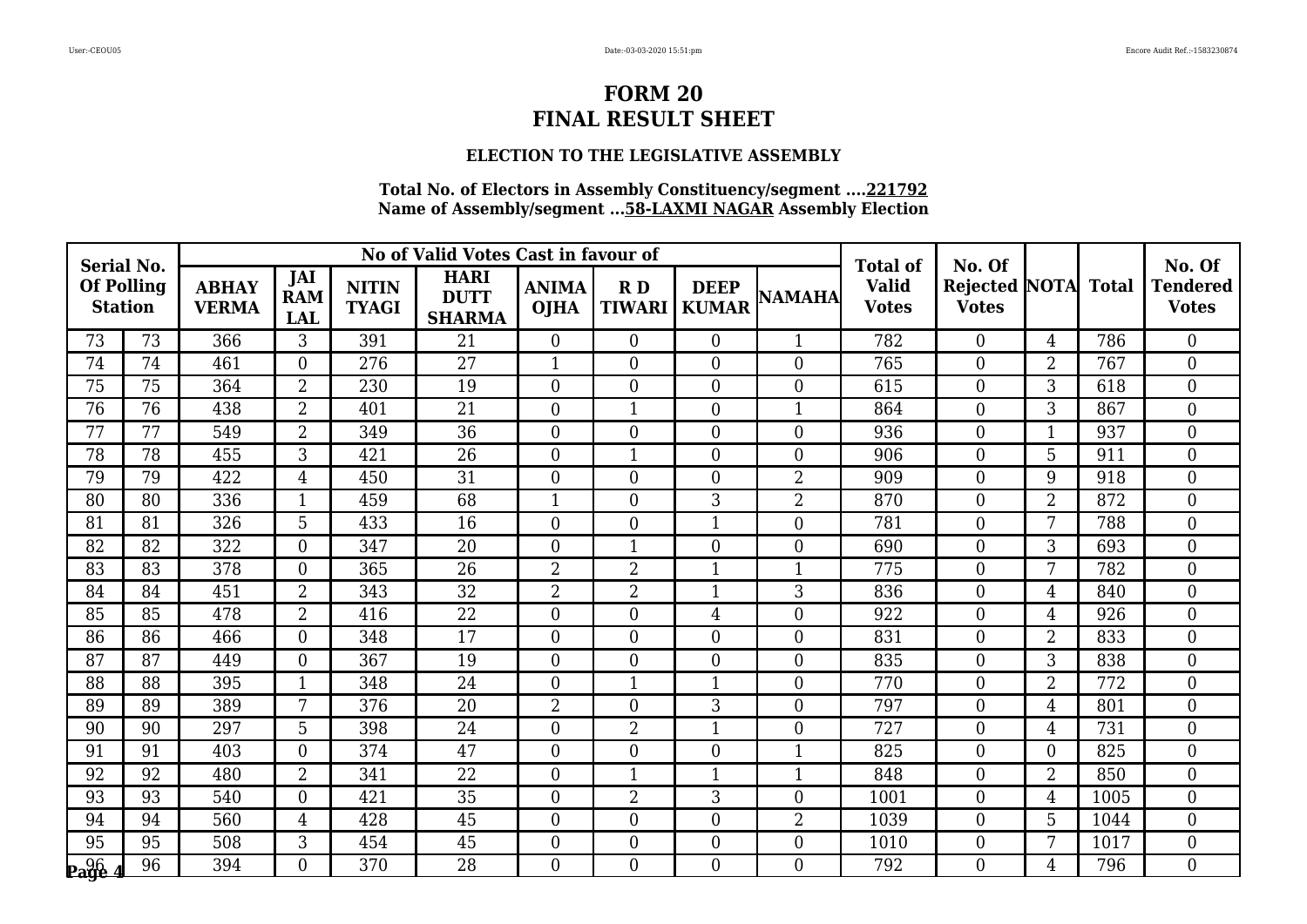# FORM 20
# FINAL RESULT SHEET

### ELECTION TO THE LEGISLATIVE ASSEMBLY

**Total No. of Electors in Assembly Constituency/segment ....221792**
**Name of Assembly/segment ...58-LAXMI NAGAR Assembly Election**

| Serial No. Of Polling Station | | No of Valid Votes Cast in favour of | | | | | | | | Total of Valid Votes | No. Of Rejected Votes | NOTA | Total | No. Of Tendered Votes |
|---|---|---|---|---|---|---|---|---|---|---|---|---|---|---|
| | | ABHAY VERMA | JAI RAM LAL | NITIN TYAGI | HARI DUTT SHARMA | ANIMA OJHA | R D TIWARI | DEEP KUMAR | NAMAHA | | | | | |
| 73 | 73 | 366 | 3 | 391 | 21 | 0 | 0 | 0 | 1 | 782 | 0 | 4 | 786 | 0 |
| 74 | 74 | 461 | 0 | 276 | 27 | 1 | 0 | 0 | 0 | 765 | 0 | 2 | 767 | 0 |
| 75 | 75 | 364 | 2 | 230 | 19 | 0 | 0 | 0 | 0 | 615 | 0 | 3 | 618 | 0 |
| 76 | 76 | 438 | 2 | 401 | 21 | 0 | 1 | 0 | 1 | 864 | 0 | 3 | 867 | 0 |
| 77 | 77 | 549 | 2 | 349 | 36 | 0 | 0 | 0 | 0 | 936 | 0 | 1 | 937 | 0 |
| 78 | 78 | 455 | 3 | 421 | 26 | 0 | 1 | 0 | 0 | 906 | 0 | 5 | 911 | 0 |
| 79 | 79 | 422 | 4 | 450 | 31 | 0 | 0 | 0 | 2 | 909 | 0 | 9 | 918 | 0 |
| 80 | 80 | 336 | 1 | 459 | 68 | 1 | 0 | 3 | 2 | 870 | 0 | 2 | 872 | 0 |
| 81 | 81 | 326 | 5 | 433 | 16 | 0 | 0 | 1 | 0 | 781 | 0 | 7 | 788 | 0 |
| 82 | 82 | 322 | 0 | 347 | 20 | 0 | 1 | 0 | 0 | 690 | 0 | 3 | 693 | 0 |
| 83 | 83 | 378 | 0 | 365 | 26 | 2 | 2 | 1 | 1 | 775 | 0 | 7 | 782 | 0 |
| 84 | 84 | 451 | 2 | 343 | 32 | 2 | 2 | 1 | 3 | 836 | 0 | 4 | 840 | 0 |
| 85 | 85 | 478 | 2 | 416 | 22 | 0 | 0 | 4 | 0 | 922 | 0 | 4 | 926 | 0 |
| 86 | 86 | 466 | 0 | 348 | 17 | 0 | 0 | 0 | 0 | 831 | 0 | 2 | 833 | 0 |
| 87 | 87 | 449 | 0 | 367 | 19 | 0 | 0 | 0 | 0 | 835 | 0 | 3 | 838 | 0 |
| 88 | 88 | 395 | 1 | 348 | 24 | 0 | 1 | 1 | 0 | 770 | 0 | 2 | 772 | 0 |
| 89 | 89 | 389 | 7 | 376 | 20 | 2 | 0 | 3 | 0 | 797 | 0 | 4 | 801 | 0 |
| 90 | 90 | 297 | 5 | 398 | 24 | 0 | 2 | 1 | 0 | 727 | 0 | 4 | 731 | 0 |
| 91 | 91 | 403 | 0 | 374 | 47 | 0 | 0 | 0 | 1 | 825 | 0 | 0 | 825 | 0 |
| 92 | 92 | 480 | 2 | 341 | 22 | 0 | 1 | 1 | 1 | 848 | 0 | 2 | 850 | 0 |
| 93 | 93 | 540 | 0 | 421 | 35 | 0 | 2 | 3 | 0 | 1001 | 0 | 4 | 1005 | 0 |
| 94 | 94 | 560 | 4 | 428 | 45 | 0 | 0 | 0 | 2 | 1039 | 0 | 5 | 1044 | 0 |
| 95 | 95 | 508 | 3 | 454 | 45 | 0 | 0 | 0 | 0 | 1010 | 0 | 7 | 1017 | 0 |
| 96 | 96 | 394 | 0 | 370 | 28 | 0 | 0 | 0 | 0 | 792 | 0 | 4 | 796 | 0 |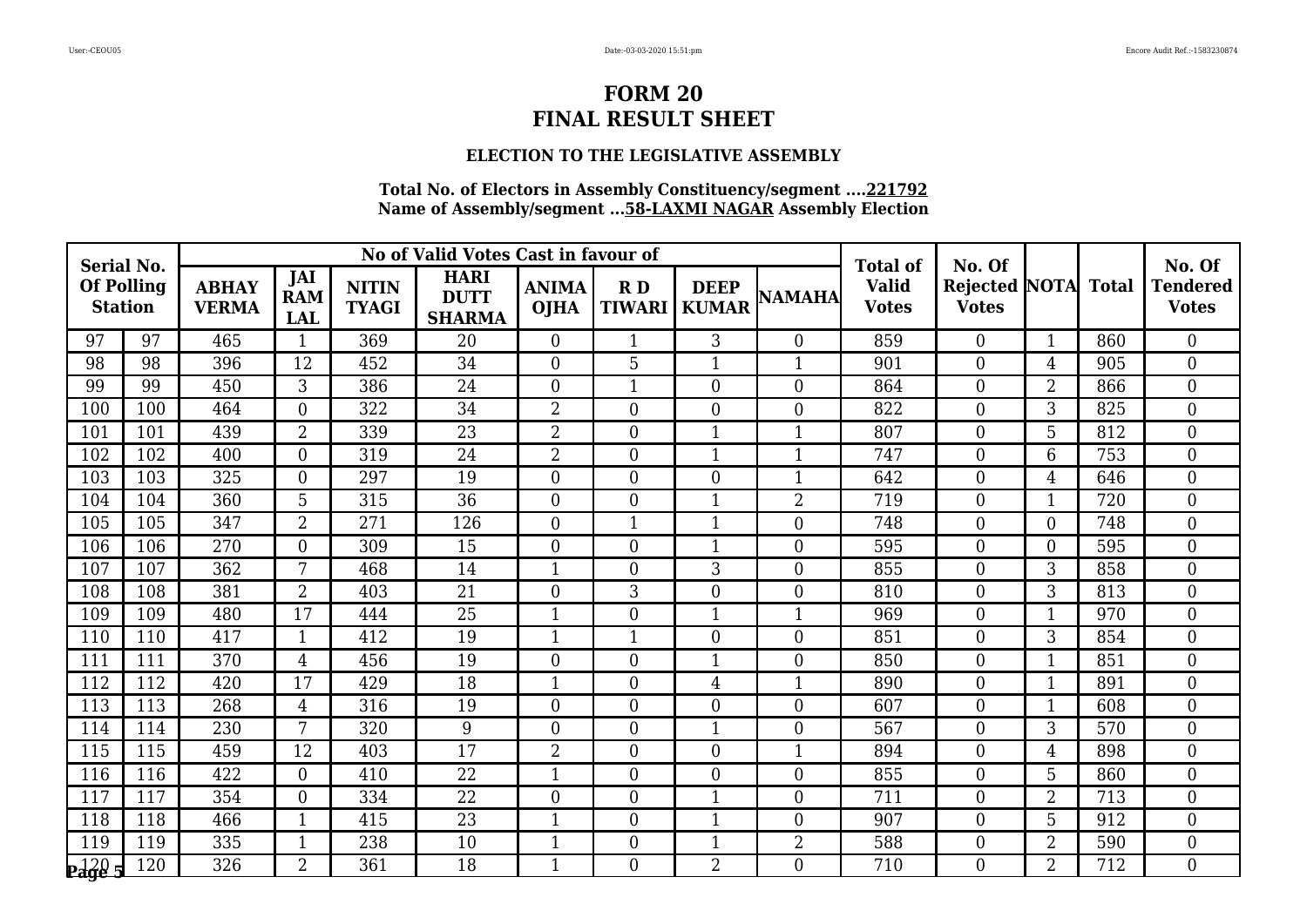# FORM 20
# FINAL RESULT SHEET

### ELECTION TO THE LEGISLATIVE ASSEMBLY

**Total No. of Electors in Assembly Constituency/segment ....221792**
**Name of Assembly/segment ...58-LAXMI NAGAR Assembly Election**

| Serial No. Of Polling Station | | No of Valid Votes Cast in favour of | | | | | | | | Total of Valid Votes | No. Of Rejected Votes | NOTA | Total | No. Of Tendered Votes |
|---|---|---|---|---|---|---|---|---|---|---|---|---|---|---|
| | | ABHAY VERMA | JAI RAM LAL | NITIN TYAGI | HARI DUTT SHARMA | ANIMA OJHA | R D TIWARI | DEEP KUMAR | NAMAHA | | | | | |
| 97 | 97 | 465 | 1 | 369 | 20 | 0 | 1 | 3 | 0 | 859 | 0 | 1 | 860 | 0 |
| 98 | 98 | 396 | 12 | 452 | 34 | 0 | 5 | 1 | 1 | 901 | 0 | 4 | 905 | 0 |
| 99 | 99 | 450 | 3 | 386 | 24 | 0 | 1 | 0 | 0 | 864 | 0 | 2 | 866 | 0 |
| 100 | 100 | 464 | 0 | 322 | 34 | 2 | 0 | 0 | 0 | 822 | 0 | 3 | 825 | 0 |
| 101 | 101 | 439 | 2 | 339 | 23 | 2 | 0 | 1 | 1 | 807 | 0 | 5 | 812 | 0 |
| 102 | 102 | 400 | 0 | 319 | 24 | 2 | 0 | 1 | 1 | 747 | 0 | 6 | 753 | 0 |
| 103 | 103 | 325 | 0 | 297 | 19 | 0 | 0 | 0 | 1 | 642 | 0 | 4 | 646 | 0 |
| 104 | 104 | 360 | 5 | 315 | 36 | 0 | 0 | 1 | 2 | 719 | 0 | 1 | 720 | 0 |
| 105 | 105 | 347 | 2 | 271 | 126 | 0 | 1 | 1 | 0 | 748 | 0 | 0 | 748 | 0 |
| 106 | 106 | 270 | 0 | 309 | 15 | 0 | 0 | 1 | 0 | 595 | 0 | 0 | 595 | 0 |
| 107 | 107 | 362 | 7 | 468 | 14 | 1 | 0 | 3 | 0 | 855 | 0 | 3 | 858 | 0 |
| 108 | 108 | 381 | 2 | 403 | 21 | 0 | 3 | 0 | 0 | 810 | 0 | 3 | 813 | 0 |
| 109 | 109 | 480 | 17 | 444 | 25 | 1 | 0 | 1 | 1 | 969 | 0 | 1 | 970 | 0 |
| 110 | 110 | 417 | 1 | 412 | 19 | 1 | 1 | 0 | 0 | 851 | 0 | 3 | 854 | 0 |
| 111 | 111 | 370 | 4 | 456 | 19 | 0 | 0 | 1 | 0 | 850 | 0 | 1 | 851 | 0 |
| 112 | 112 | 420 | 17 | 429 | 18 | 1 | 0 | 4 | 1 | 890 | 0 | 1 | 891 | 0 |
| 113 | 113 | 268 | 4 | 316 | 19 | 0 | 0 | 0 | 0 | 607 | 0 | 1 | 608 | 0 |
| 114 | 114 | 230 | 7 | 320 | 9 | 0 | 0 | 1 | 0 | 567 | 0 | 3 | 570 | 0 |
| 115 | 115 | 459 | 12 | 403 | 17 | 2 | 0 | 0 | 1 | 894 | 0 | 4 | 898 | 0 |
| 116 | 116 | 422 | 0 | 410 | 22 | 1 | 0 | 0 | 0 | 855 | 0 | 5 | 860 | 0 |
| 117 | 117 | 354 | 0 | 334 | 22 | 0 | 0 | 1 | 0 | 711 | 0 | 2 | 713 | 0 |
| 118 | 118 | 466 | 1 | 415 | 23 | 1 | 0 | 1 | 0 | 907 | 0 | 5 | 912 | 0 |
| 119 | 119 | 335 | 1 | 238 | 10 | 1 | 0 | 1 | 2 | 588 | 0 | 2 | 590 | 0 |
| 120 | 120 | 326 | 2 | 361 | 18 | 1 | 0 | 2 | 0 | 710 | 0 | 2 | 712 | 0 |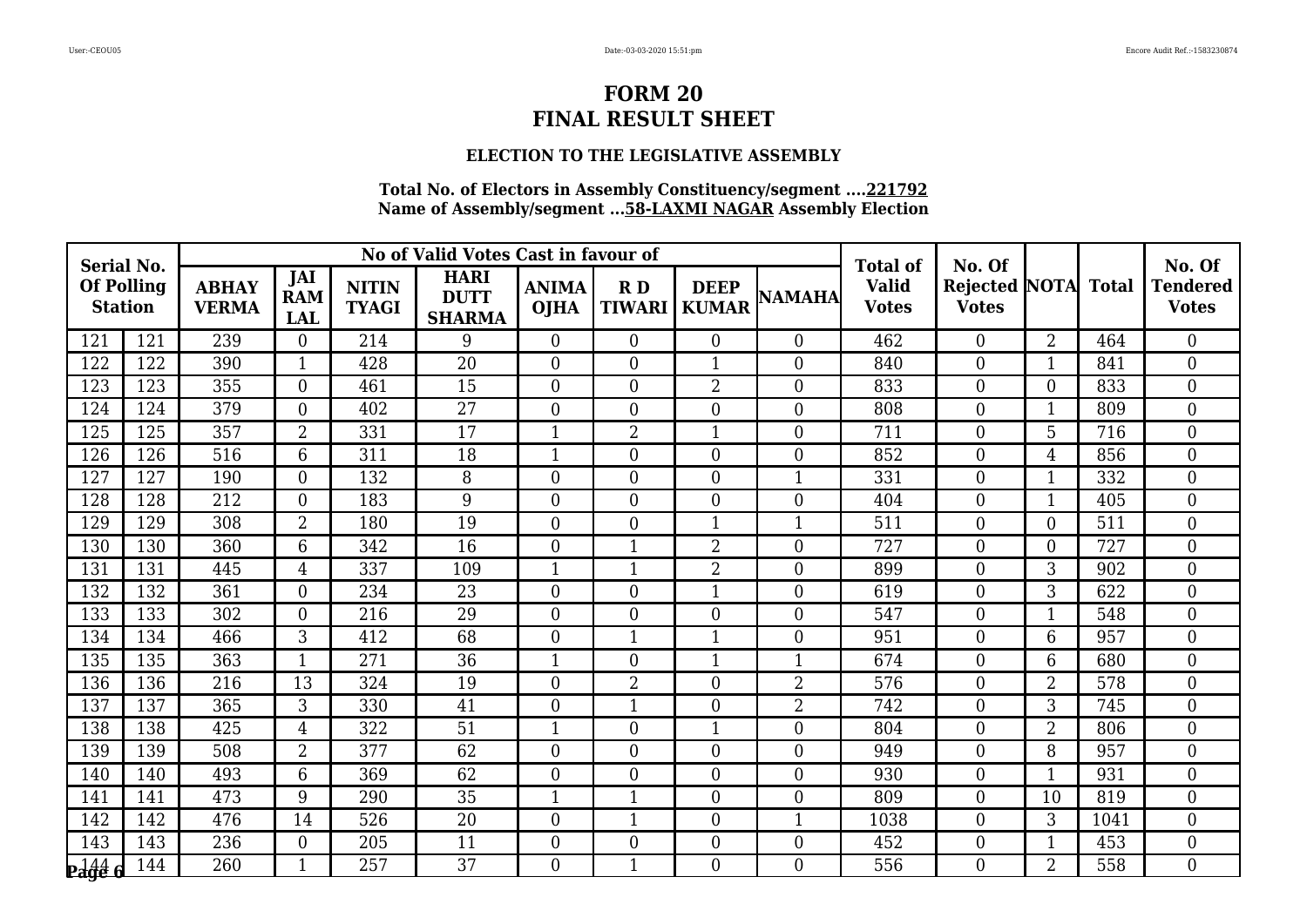# FORM 20
# FINAL RESULT SHEET

### ELECTION TO THE LEGISLATIVE ASSEMBLY

**Total No. of Electors in Assembly Constituency/segment ....221792**
**Name of Assembly/segment ...58-LAXMI NAGAR Assembly Election**

| Serial No. Of Polling Station | | No of Valid Votes Cast in favour of | | | | | | | | Total of Valid Votes | No. Of Rejected Votes | NOTA | Total | No. Of Tendered Votes |
|---|---|---|---|---|---|---|---|---|---|---|---|---|---|---|
| | | ABHAY VERMA | JAI RAM LAL | NITIN TYAGI | HARI DUTT SHARMA | ANIMA OJHA | R D TIWARI | DEEP KUMAR | NAMAHA | | | | | |
| 121 | 121 | 239 | 0 | 214 | 9 | 0 | 0 | 0 | 0 | 462 | 0 | 2 | 464 | 0 |
| 122 | 122 | 390 | 1 | 428 | 20 | 0 | 0 | 1 | 0 | 840 | 0 | 1 | 841 | 0 |
| 123 | 123 | 355 | 0 | 461 | 15 | 0 | 0 | 2 | 0 | 833 | 0 | 0 | 833 | 0 |
| 124 | 124 | 379 | 0 | 402 | 27 | 0 | 0 | 0 | 0 | 808 | 0 | 1 | 809 | 0 |
| 125 | 125 | 357 | 2 | 331 | 17 | 1 | 2 | 1 | 0 | 711 | 0 | 5 | 716 | 0 |
| 126 | 126 | 516 | 6 | 311 | 18 | 1 | 0 | 0 | 0 | 852 | 0 | 4 | 856 | 0 |
| 127 | 127 | 190 | 0 | 132 | 8 | 0 | 0 | 0 | 1 | 331 | 0 | 1 | 332 | 0 |
| 128 | 128 | 212 | 0 | 183 | 9 | 0 | 0 | 0 | 0 | 404 | 0 | 1 | 405 | 0 |
| 129 | 129 | 308 | 2 | 180 | 19 | 0 | 0 | 1 | 1 | 511 | 0 | 0 | 511 | 0 |
| 130 | 130 | 360 | 6 | 342 | 16 | 0 | 1 | 2 | 0 | 727 | 0 | 0 | 727 | 0 |
| 131 | 131 | 445 | 4 | 337 | 109 | 1 | 1 | 2 | 0 | 899 | 0 | 3 | 902 | 0 |
| 132 | 132 | 361 | 0 | 234 | 23 | 0 | 0 | 1 | 0 | 619 | 0 | 3 | 622 | 0 |
| 133 | 133 | 302 | 0 | 216 | 29 | 0 | 0 | 0 | 0 | 547 | 0 | 1 | 548 | 0 |
| 134 | 134 | 466 | 3 | 412 | 68 | 0 | 1 | 1 | 0 | 951 | 0 | 6 | 957 | 0 |
| 135 | 135 | 363 | 1 | 271 | 36 | 1 | 0 | 1 | 1 | 674 | 0 | 6 | 680 | 0 |
| 136 | 136 | 216 | 13 | 324 | 19 | 0 | 2 | 0 | 2 | 576 | 0 | 2 | 578 | 0 |
| 137 | 137 | 365 | 3 | 330 | 41 | 0 | 1 | 0 | 2 | 742 | 0 | 3 | 745 | 0 |
| 138 | 138 | 425 | 4 | 322 | 51 | 1 | 0 | 1 | 0 | 804 | 0 | 2 | 806 | 0 |
| 139 | 139 | 508 | 2 | 377 | 62 | 0 | 0 | 0 | 0 | 949 | 0 | 8 | 957 | 0 |
| 140 | 140 | 493 | 6 | 369 | 62 | 0 | 0 | 0 | 0 | 930 | 0 | 1 | 931 | 0 |
| 141 | 141 | 473 | 9 | 290 | 35 | 1 | 1 | 0 | 0 | 809 | 0 | 10 | 819 | 0 |
| 142 | 142 | 476 | 14 | 526 | 20 | 0 | 1 | 0 | 1 | 1038 | 0 | 3 | 1041 | 0 |
| 143 | 143 | 236 | 0 | 205 | 11 | 0 | 0 | 0 | 0 | 452 | 0 | 1 | 453 | 0 |
| 144 | 144 | 260 | 1 | 257 | 37 | 0 | 1 | 0 | 0 | 556 | 0 | 2 | 558 | 0 |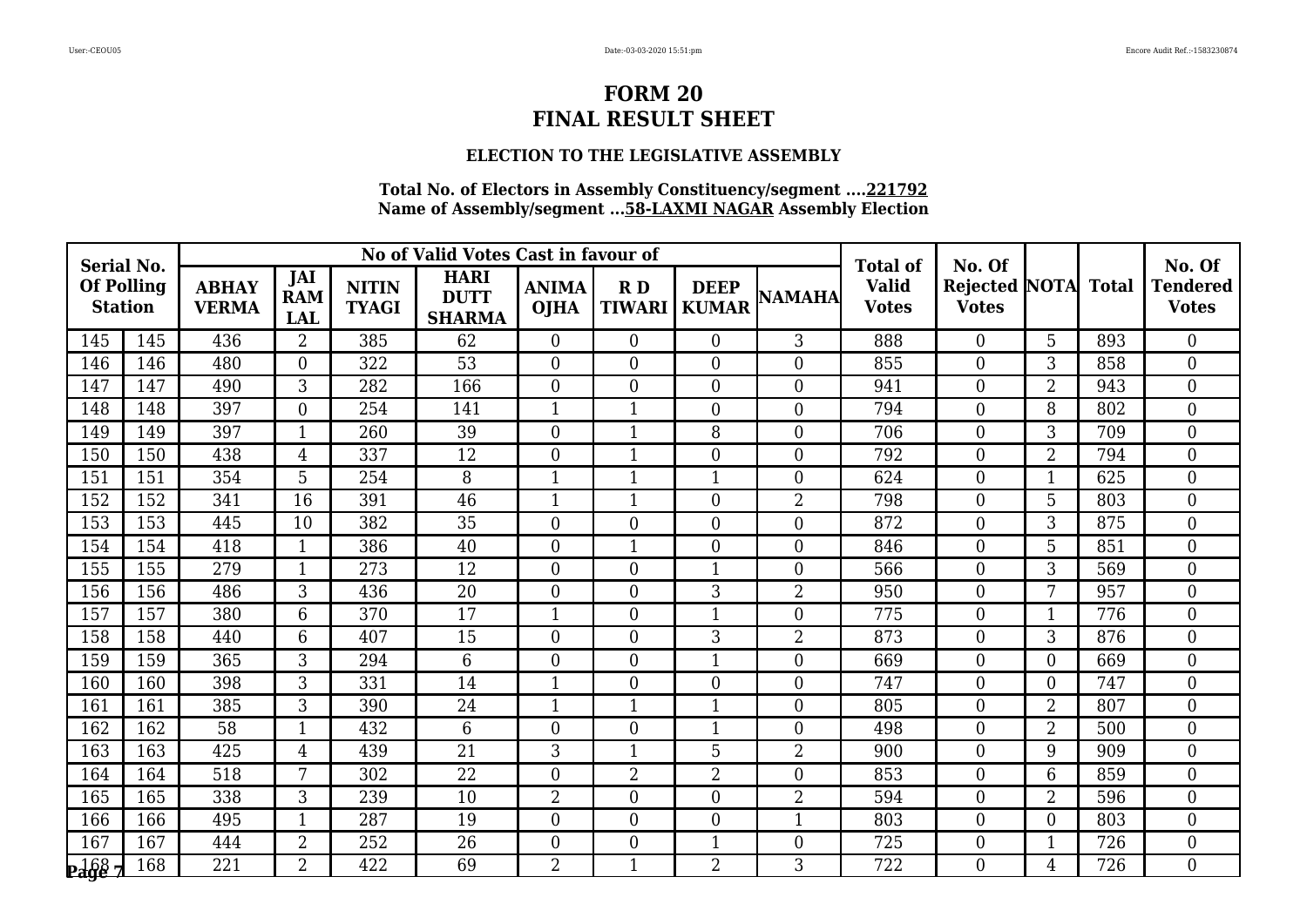# FORM 20
# FINAL RESULT SHEET

### ELECTION TO THE LEGISLATIVE ASSEMBLY

**Total No. of Electors in Assembly Constituency/segment ....221792**
**Name of Assembly/segment ...58-LAXMI NAGAR Assembly Election**

| Serial No. Of Polling Station | | No of Valid Votes Cast in favour of | | | | | | | | Total of Valid Votes | No. Of Rejected Votes | NOTA | Total | No. Of Tendered Votes |
|---|---|---|---|---|---|---|---|---|---|---|---|---|---|---|
| | | ABHAY VERMA | JAI RAM LAL | NITIN TYAGI | HARI DUTT SHARMA | ANIMA OJHA | R D TIWARI | DEEP KUMAR | NAMAHA | | | | | |
| 145 | 145 | 436 | 2 | 385 | 62 | 0 | 0 | 0 | 3 | 888 | 0 | 5 | 893 | 0 |
| 146 | 146 | 480 | 0 | 322 | 53 | 0 | 0 | 0 | 0 | 855 | 0 | 3 | 858 | 0 |
| 147 | 147 | 490 | 3 | 282 | 166 | 0 | 0 | 0 | 0 | 941 | 0 | 2 | 943 | 0 |
| 148 | 148 | 397 | 0 | 254 | 141 | 1 | 1 | 0 | 0 | 794 | 0 | 8 | 802 | 0 |
| 149 | 149 | 397 | 1 | 260 | 39 | 0 | 1 | 8 | 0 | 706 | 0 | 3 | 709 | 0 |
| 150 | 150 | 438 | 4 | 337 | 12 | 0 | 1 | 0 | 0 | 792 | 0 | 2 | 794 | 0 |
| 151 | 151 | 354 | 5 | 254 | 8 | 1 | 1 | 1 | 0 | 624 | 0 | 1 | 625 | 0 |
| 152 | 152 | 341 | 16 | 391 | 46 | 1 | 1 | 0 | 2 | 798 | 0 | 5 | 803 | 0 |
| 153 | 153 | 445 | 10 | 382 | 35 | 0 | 0 | 0 | 0 | 872 | 0 | 3 | 875 | 0 |
| 154 | 154 | 418 | 1 | 386 | 40 | 0 | 1 | 0 | 0 | 846 | 0 | 5 | 851 | 0 |
| 155 | 155 | 279 | 1 | 273 | 12 | 0 | 0 | 1 | 0 | 566 | 0 | 3 | 569 | 0 |
| 156 | 156 | 486 | 3 | 436 | 20 | 0 | 0 | 3 | 2 | 950 | 0 | 7 | 957 | 0 |
| 157 | 157 | 380 | 6 | 370 | 17 | 1 | 0 | 1 | 0 | 775 | 0 | 1 | 776 | 0 |
| 158 | 158 | 440 | 6 | 407 | 15 | 0 | 0 | 3 | 2 | 873 | 0 | 3 | 876 | 0 |
| 159 | 159 | 365 | 3 | 294 | 6 | 0 | 0 | 1 | 0 | 669 | 0 | 0 | 669 | 0 |
| 160 | 160 | 398 | 3 | 331 | 14 | 1 | 0 | 0 | 0 | 747 | 0 | 0 | 747 | 0 |
| 161 | 161 | 385 | 3 | 390 | 24 | 1 | 1 | 1 | 0 | 805 | 0 | 2 | 807 | 0 |
| 162 | 162 | 58 | 1 | 432 | 6 | 0 | 0 | 1 | 0 | 498 | 0 | 2 | 500 | 0 |
| 163 | 163 | 425 | 4 | 439 | 21 | 3 | 1 | 5 | 2 | 900 | 0 | 9 | 909 | 0 |
| 164 | 164 | 518 | 7 | 302 | 22 | 0 | 2 | 2 | 0 | 853 | 0 | 6 | 859 | 0 |
| 165 | 165 | 338 | 3 | 239 | 10 | 2 | 0 | 0 | 2 | 594 | 0 | 2 | 596 | 0 |
| 166 | 166 | 495 | 1 | 287 | 19 | 0 | 0 | 0 | 1 | 803 | 0 | 0 | 803 | 0 |
| 167 | 167 | 444 | 2 | 252 | 26 | 0 | 0 | 1 | 0 | 725 | 0 | 1 | 726 | 0 |
| 168 | 168 | 221 | 2 | 422 | 69 | 2 | 1 | 2 | 3 | 722 | 0 | 4 | 726 | 0 |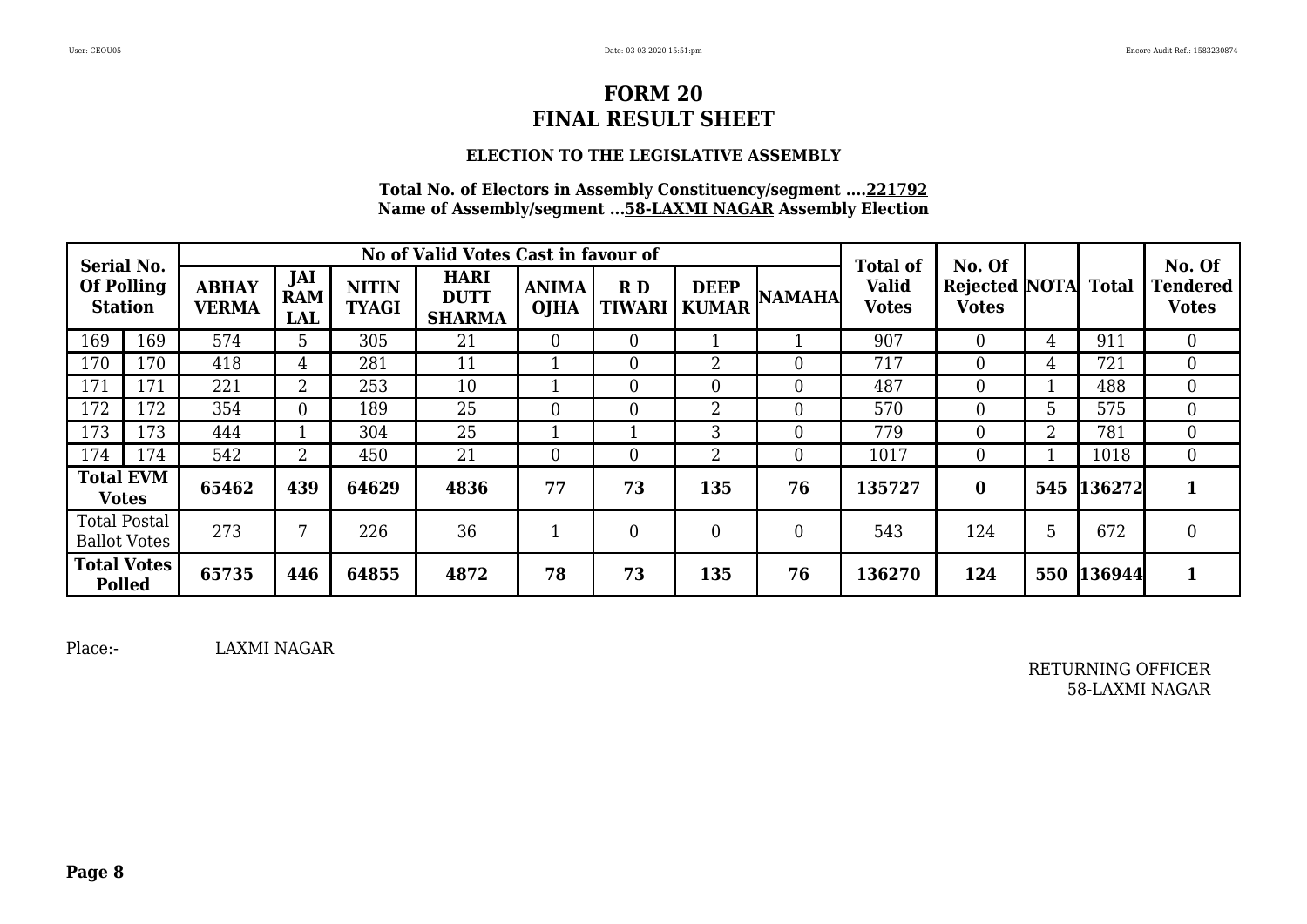# FORM 20
# FINAL RESULT SHEET

### ELECTION TO THE LEGISLATIVE ASSEMBLY

**Total No. of Electors in Assembly Constituency/segment ....221792**
**Name of Assembly/segment ...58-LAXMI NAGAR Assembly Election**

| Serial No. Of Polling Station | | No of Valid Votes Cast in favour of | | | | | | | | Total of Valid Votes | No. Of Rejected Votes | NOTA | Total | No. Of Tendered Votes |
|---|---|---|---|---|---|---|---|---|---|---|---|---|---|---|
| | | ABHAY VERMA | JAI RAM LAL | NITIN TYAGI | HARI DUTT SHARMA | ANIMA OJHA | R D TIWARI | DEEP KUMAR | NAMAHA | | | | | |
| 169 | 169 | 574 | 5 | 305 | 21 | 0 | 0 | 1 | 1 | 907 | 0 | 4 | 911 | 0 |
| 170 | 170 | 418 | 4 | 281 | 11 | 1 | 0 | 2 | 0 | 717 | 0 | 4 | 721 | 0 |
| 171 | 171 | 221 | 2 | 253 | 10 | 1 | 0 | 0 | 0 | 487 | 0 | 1 | 488 | 0 |
| 172 | 172 | 354 | 0 | 189 | 25 | 0 | 0 | 2 | 0 | 570 | 0 | 5 | 575 | 0 |
| 173 | 173 | 444 | 1 | 304 | 25 | 1 | 1 | 3 | 0 | 779 | 0 | 2 | 781 | 0 |
| 174 | 174 | 542 | 2 | 450 | 21 | 0 | 0 | 2 | 0 | 1017 | 0 | 1 | 1018 | 0 |
| **Total EVM Votes** | | **65462** | **439** | **64629** | **4836** | **77** | **73** | **135** | **76** | **135727** | **0** | **545** | **136272** | **1** |
| Total Postal Ballot Votes | | 273 | 7 | 226 | 36 | 1 | 0 | 0 | 0 | 543 | 124 | 5 | 672 | 0 |
| **Total Votes Polled** | | **65735** | **446** | **64855** | **4872** | **78** | **73** | **135** | **76** | **136270** | **124** | **550** | **136944** | **1** |

Place:- LAXMI NAGAR

RETURNING OFFICER
58-LAXMI NAGAR